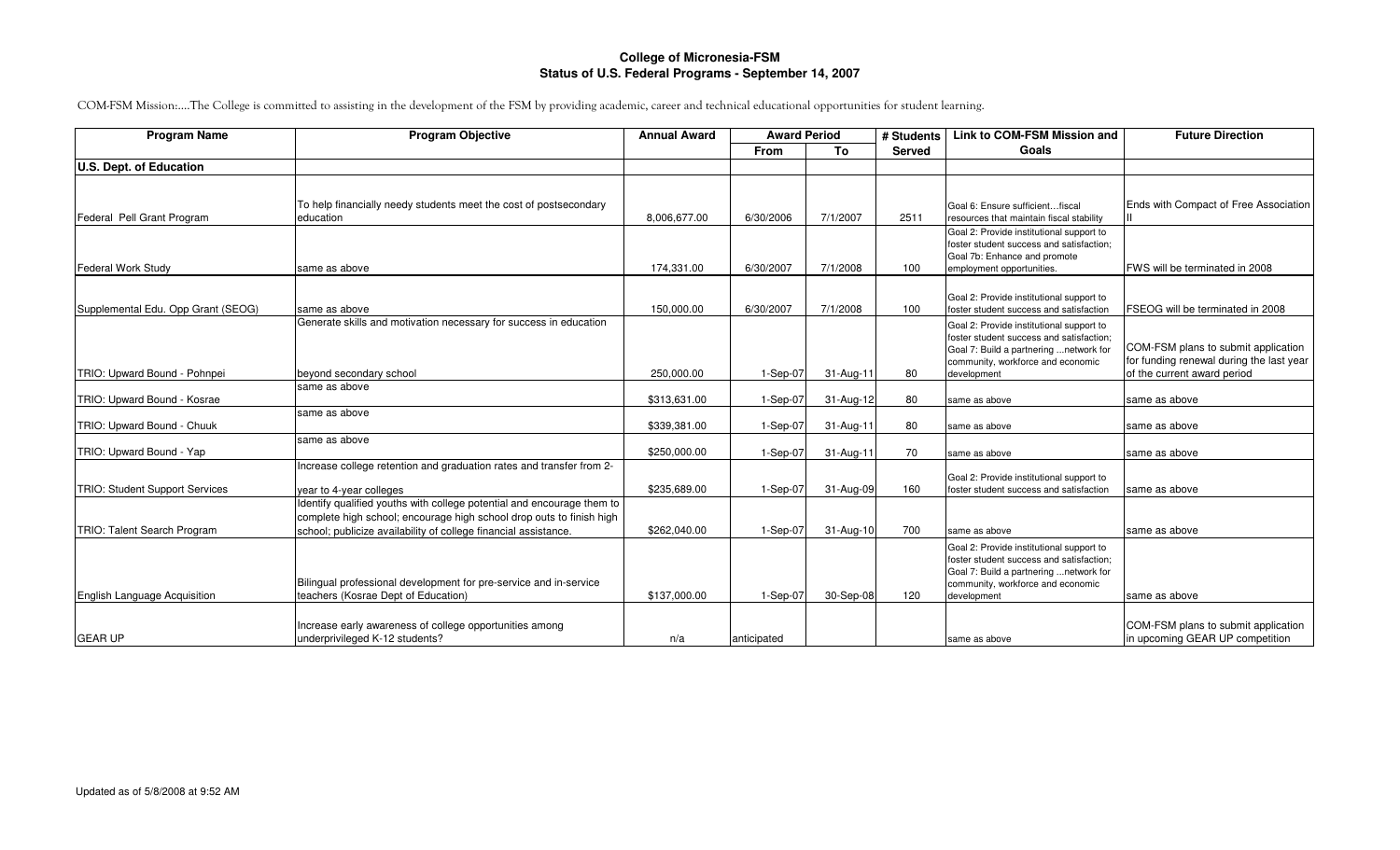# College of Micronesia-FSM
## Status of U.S. Federal Programs - September 14, 2007

COM-FSM Mission:....The College is committed to assisting in the development of the FSM by providing academic, career and technical educational opportunities for student learning.

| Program Name | Program Objective | Annual Award | Award Period | | # Students Served | Link to COM-FSM Mission and Goals | Future Direction |
|---|---|---|---|---|---|---|---|
| | | | From | To | | | |
| **U.S. Dept. of Education** | | | | | | | |
| Federal Pell Grant Program | To help financially needy students meet the cost of postsecondary education | 8,006,677.00 | 6/30/2006 | 7/1/2007 | 2511 | Goal 6: Ensure sufficient…fiscal resources that maintain fiscal stability | Ends with Compact of Free Association II |
| Federal Work Study | same as above | 174,331.00 | 6/30/2007 | 7/1/2008 | 100 | Goal 2: Provide institutional support to foster student success and satisfaction; Goal 7b: Enhance and promote employment opportunities. | FWS will be terminated in 2008 |
| Supplemental Edu. Opp Grant (SEOG) | same as above | 150,000.00 | 6/30/2007 | 7/1/2008 | 100 | Goal 2: Provide institutional support to foster student success and satisfaction | FSEOG will be terminated in 2008 |
| TRIO: Upward Bound - Pohnpei | Generate skills and motivation necessary for success in education beyond secondary school | 250,000.00 | 1-Sep-07 | 31-Aug-11 | 80 | Goal 2: Provide institutional support to foster student success and satisfaction; Goal 7: Build a partnering ...network for community, workforce and economic development | COM-FSM plans to submit application for funding renewal during the last year of the current award period |
| TRIO: Upward Bound - Kosrae | same as above | $313,631.00 | 1-Sep-07 | 31-Aug-12 | 80 | same as above | same as above |
| TRIO: Upward Bound - Chuuk | same as above | $339,381.00 | 1-Sep-07 | 31-Aug-11 | 80 | same as above | same as above |
| TRIO: Upward Bound - Yap | same as above | $250,000.00 | 1-Sep-07 | 31-Aug-11 | 70 | same as above | same as above |
| TRIO: Student Support Services | Increase college retention and graduation rates and transfer from 2-year to 4-year colleges | $235,689.00 | 1-Sep-07 | 31-Aug-09 | 160 | Goal 2: Provide institutional support to foster student success and satisfaction | same as above |
| TRIO: Talent Search Program | Identify qualified youths with college potential and encourage them to complete high school; encourage high school drop outs to finish high school; publicize availability of college financial assistance. | $262,040.00 | 1-Sep-07 | 31-Aug-10 | 700 | same as above | same as above |
| English Language Acquisition | Bilingual professional development for pre-service and in-service teachers (Kosrae Dept of Education) | $137,000.00 | 1-Sep-07 | 30-Sep-08 | 120 | Goal 2: Provide institutional support to foster student success and satisfaction; Goal 7: Build a partnering ...network for community, workforce and economic development | same as above |
| GEAR UP | Increase early awareness of college opportunities among underprivileged K-12 students? | n/a | anticipated | | | same as above | COM-FSM plans to submit application in upcoming GEAR UP competition |

Updated as of 5/8/2008 at 9:52 AM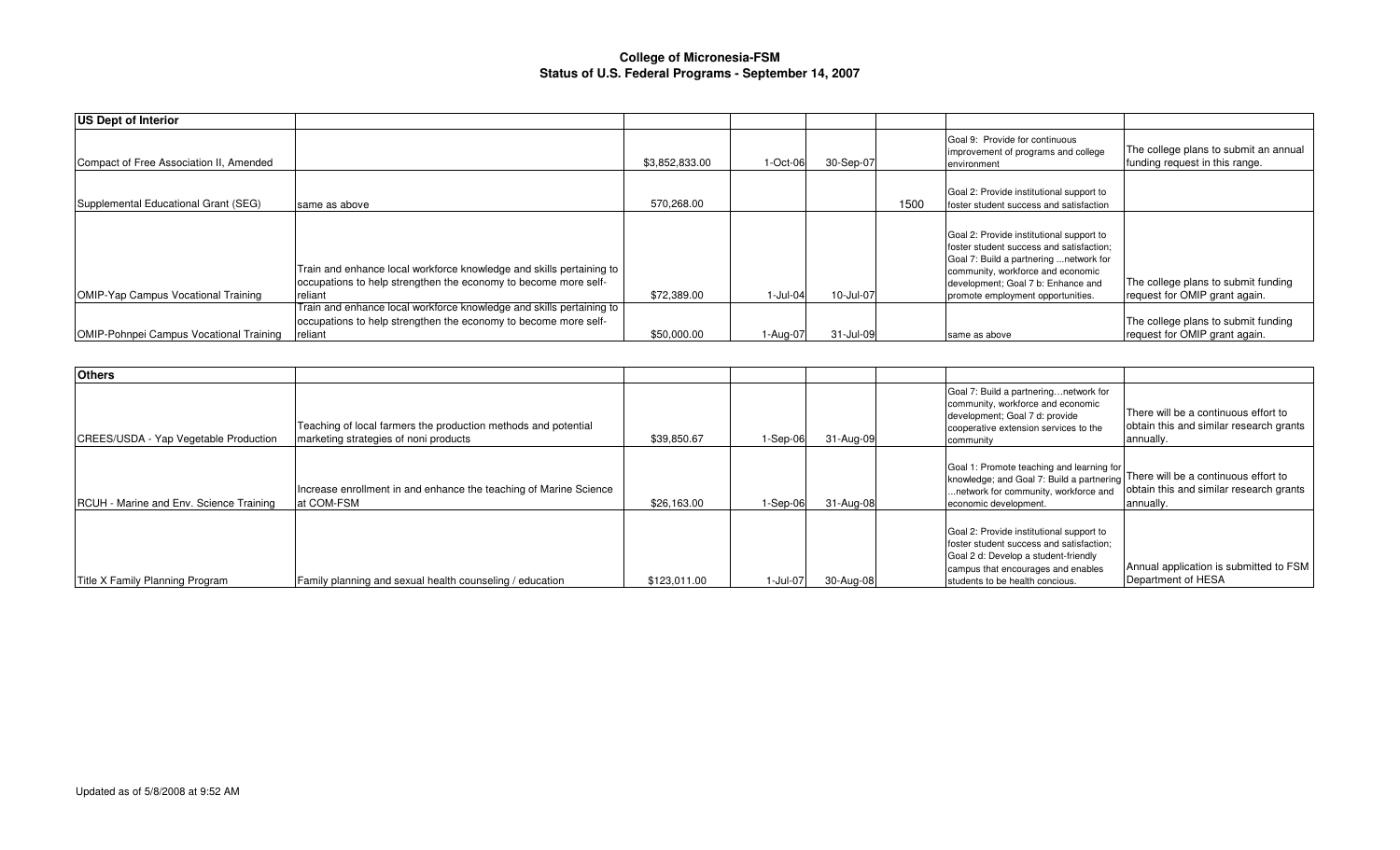**College of Micronesia-FSM**
**Status of U.S. Federal Programs - September 14, 2007**

| **US Dept of Interior** | | | | | | | |
|---|---|---|---|---|---|---|---|
| Compact of Free Association II, Amended | | $3,852,833.00 | 1-Oct-06 | 30-Sep-07 | | Goal 9: Provide for continuous improvement of programs and college environment | The college plans to submit an annual funding request in this range. |
| Supplemental Educational Grant (SEG) | same as above | 570,268.00 | | | 1500 | Goal 2: Provide institutional support to foster student success and satisfaction | |
| OMIP-Yap Campus Vocational Training | Train and enhance local workforce knowledge and skills pertaining to occupations to help strengthen the economy to become more self-reliant | $72,389.00 | 1-Jul-04 | 10-Jul-07 | | Goal 2: Provide institutional support to foster student success and satisfaction; Goal 7: Build a partnering ...network for community, workforce and economic development; Goal 7 b: Enhance and promote employment opportunities. | The college plans to submit funding request for OMIP grant again. |
| OMIP-Pohnpei Campus Vocational Training | Train and enhance local workforce knowledge and skills pertaining to occupations to help strengthen the economy to become more self-reliant | $50,000.00 | 1-Aug-07 | 31-Jul-09 | | same as above | The college plans to submit funding request for OMIP grant again. |

| **Others** | | | | | | | |
|---|---|---|---|---|---|---|---|
| CREES/USDA - Yap Vegetable Production | Teaching of local farmers the production methods and potential marketing strategies of noni products | $39,850.67 | 1-Sep-06 | 31-Aug-09 | | Goal 7: Build a partnering...network for community, workforce and economic development; Goal 7 d: provide cooperative extension services to the community | There will be a continuous effort to obtain this and similar research grants annually. |
| RCUH - Marine and Env. Science Training | Increase enrollment in and enhance the teaching of Marine Science at COM-FSM | $26,163.00 | 1-Sep-06 | 31-Aug-08 | | Goal 1: Promote teaching and learning for knowledge; and Goal 7: Build a partnering ...network for community, workforce and economic development. | There will be a continuous effort to obtain this and similar research grants annually. |
| Title X Family Planning Program | Family planning and sexual health counseling / education | $123,011.00 | 1-Jul-07 | 30-Aug-08 | | Goal 2: Provide institutional support to foster student success and satisfaction; Goal 2 d: Develop a student-friendly campus that encourages and enables students to be health concious. | Annual application is submitted to FSM Department of HESA |

Updated as of 5/8/2008 at 9:52 AM